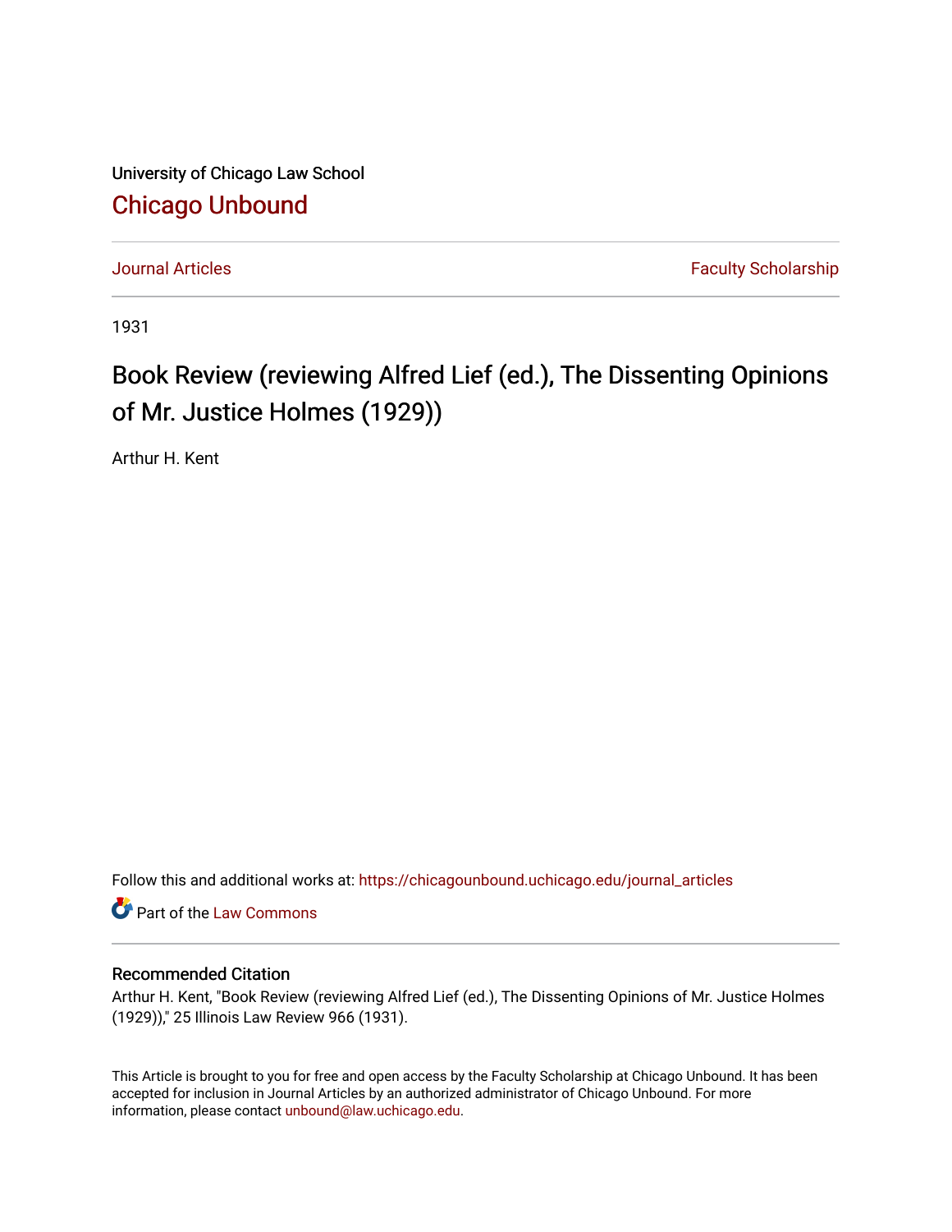University of Chicago Law School

[Chicago Unbound](https://chicagounbound.uchicago.edu/)

Journal Articles | Faculty Scholarship
---|---

1931

# Book Review (reviewing Alfred Lief (ed.), The Dissenting Opinions of Mr. Justice Holmes (1929))

Arthur H. Kent

Follow this and additional works at: https://chicagounbound.uchicago.edu/journal_articles

Part of the Law Commons

## Recommended Citation

Arthur H. Kent, "Book Review (reviewing Alfred Lief (ed.), The Dissenting Opinions of Mr. Justice Holmes (1929))," 25 Illinois Law Review 966 (1931).

This Article is brought to you for free and open access by the Faculty Scholarship at Chicago Unbound. It has been accepted for inclusion in Journal Articles by an authorized administrator of Chicago Unbound. For more information, please contact unbound@law.uchicago.edu.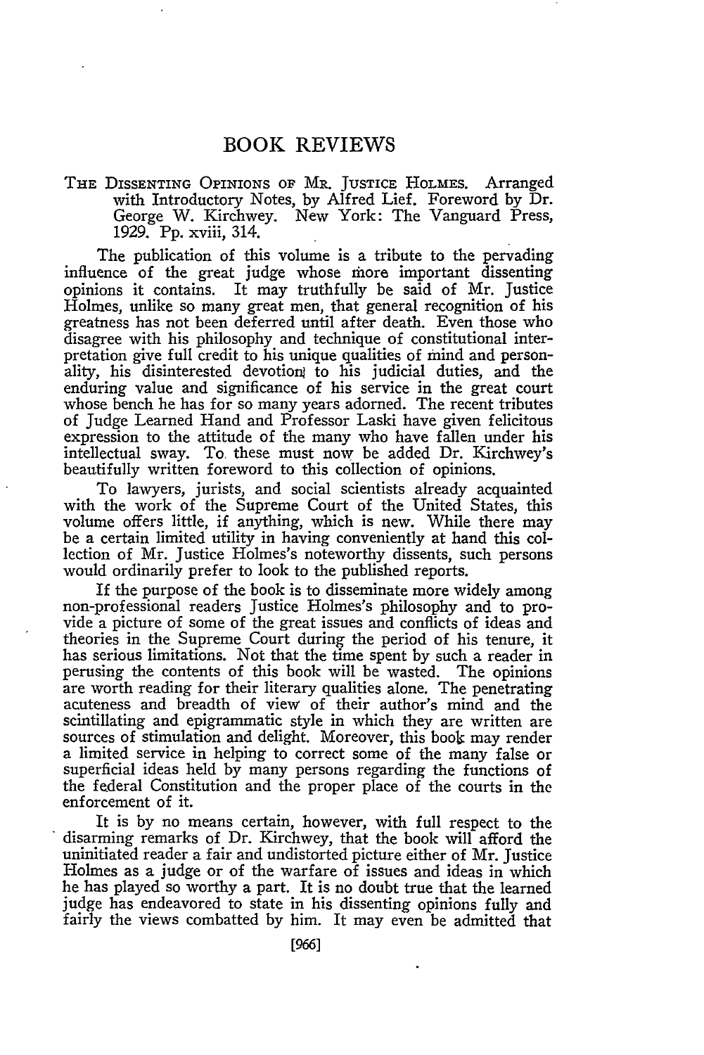# BOOK REVIEWS

THE DISSENTING OPINIONS OF MR. JUSTICE HOLMES. Arranged with Introductory Notes, by Alfred Lief. Foreword by Dr. George W. Kirchwey. New York: The Vanguard Press, 1929. Pp. xviii, 314.

The publication of this volume is a tribute to the pervading influence of the great judge whose more important dissenting opinions it contains. It may truthfully be said of Mr. Justice Holmes, unlike so many great men, that general recognition of his greatness has not been deferred until after death. Even those who disagree with his philosophy and technique of constitutional interpretation give full credit to his unique qualities of mind and personality, his disinterested devotion to his judicial duties, and the enduring value and significance of his service in the great court whose bench he has for so many years adorned. The recent tributes of Judge Learned Hand and Professor Laski have given felicitous expression to the attitude of the many who have fallen under his intellectual sway. To these must now be added Dr. Kirchwey's beautifully written foreword to this collection of opinions.

To lawyers, jurists, and social scientists already acquainted with the work of the Supreme Court of the United States, this volume offers little, if anything, which is new. While there may be a certain limited utility in having conveniently at hand this collection of Mr. Justice Holmes's noteworthy dissents, such persons would ordinarily prefer to look to the published reports.

If the purpose of the book is to disseminate more widely among non-professional readers Justice Holmes's philosophy and to provide a picture of some of the great issues and conflicts of ideas and theories in the Supreme Court during the period of his tenure, it has serious limitations. Not that the time spent by such a reader in perusing the contents of this book will be wasted. The opinions are worth reading for their literary qualities alone. The penetrating acuteness and breadth of view of their author's mind and the scintillating and epigrammatic style in which they are written are sources of stimulation and delight. Moreover, this book may render a limited service in helping to correct some of the many false or superficial ideas held by many persons regarding the functions of the federal Constitution and the proper place of the courts in the enforcement of it.

It is by no means certain, however, with full respect to the disarming remarks of Dr. Kirchwey, that the book will afford the uninitiated reader a fair and undistorted picture either of Mr. Justice Holmes as a judge or of the warfare of issues and ideas in which he has played so worthy a part. It is no doubt true that the learned judge has endeavored to state in his dissenting opinions fully and fairly the views combatted by him. It may even be admitted that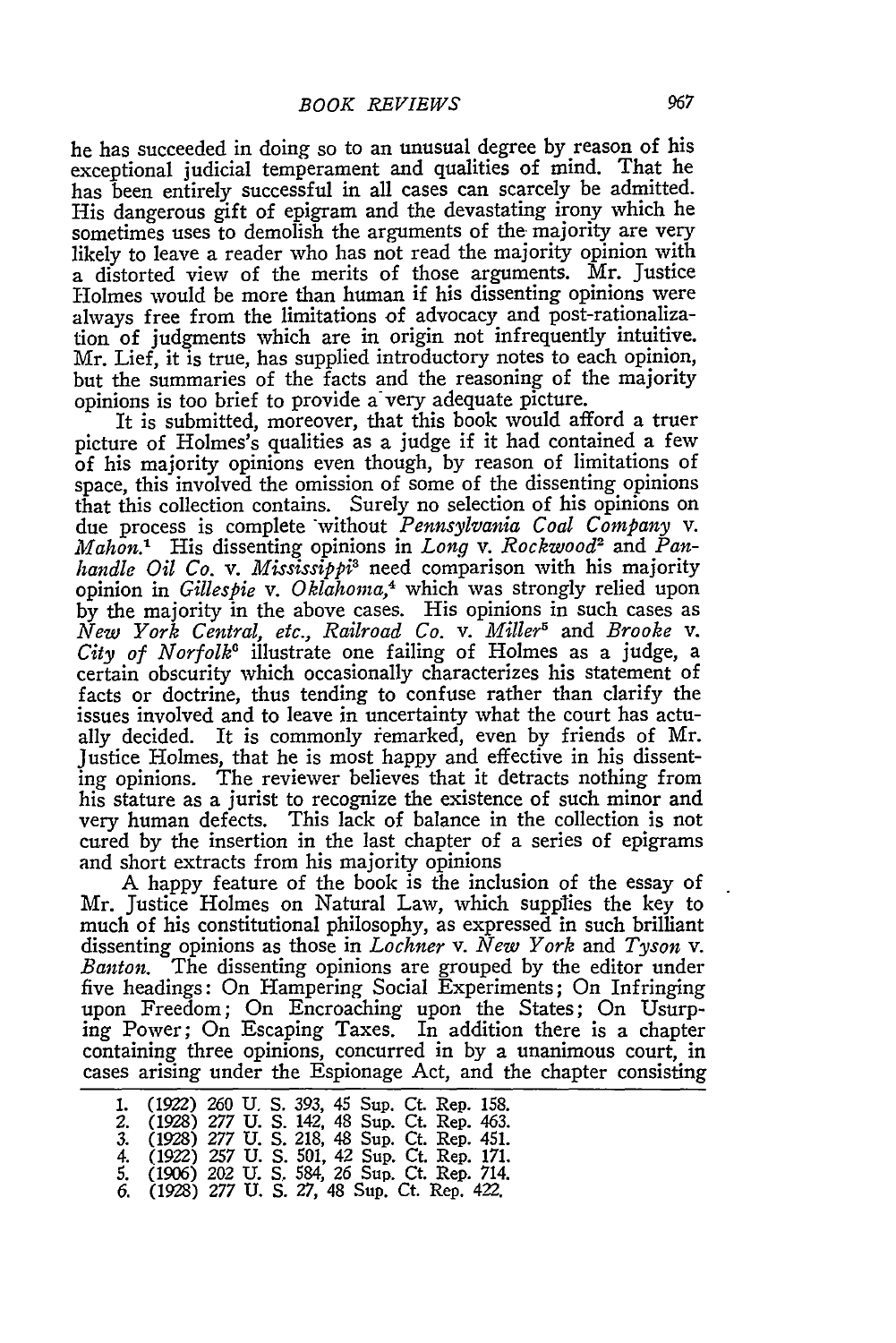he has succeeded in doing so to an unusual degree by reason of his exceptional judicial temperament and qualities of mind. That he has been entirely successful in all cases can scarcely be admitted. His dangerous gift of epigram and the devastating irony which he sometimes uses to demolish the arguments of the majority are very likely to leave a reader who has not read the majority opinion with a distorted view of the merits of those arguments. Mr. Justice Holmes would be more than human if his dissenting opinions were always free from the limitations of advocacy and post-rationalization of judgments which are in origin not infrequently intuitive. Mr. Lief, it is true, has supplied introductory notes to each opinion, but the summaries of the facts and the reasoning of the majority opinions is too brief to provide a very adequate picture.

It is submitted, moreover, that this book would afford a truer picture of Holmes's qualities as a judge if it had contained a few of his majority opinions even though, by reason of limitations of space, this involved the omission of some of the dissenting opinions that this collection contains. Surely no selection of his opinions on due process is complete without *Pennsylvania Coal Company* v. *Mahon.*[1] His dissenting opinions in *Long* v. *Rockwood*[2] and *Panhandle Oil Co.* v. *Mississippi*[3] need comparison with his majority opinion in *Gillespie* v. *Oklahoma,*[4] which was strongly relied upon by the majority in the above cases. His opinions in such cases as *New York Central, etc., Railroad Co.* v. *Miller*[5] and *Brooke* v. *City of Norfolk*[6] illustrate one failing of Holmes as a judge, a certain obscurity which occasionally characterizes his statement of facts or doctrine, thus tending to confuse rather than clarify the issues involved and to leave in uncertainty what the court has actually decided. It is commonly remarked, even by friends of Mr. Justice Holmes, that he is most happy and effective in his dissenting opinions. The reviewer believes that it detracts nothing from his stature as a jurist to recognize the existence of such minor and very human defects. This lack of balance in the collection is not cured by the insertion in the last chapter of a series of epigrams and short extracts from his majority opinions

A happy feature of the book is the inclusion of the essay of Mr. Justice Holmes on Natural Law, which supplies the key to much of his constitutional philosophy, as expressed in such brilliant dissenting opinions as those in *Lochner* v. *New York* and *Tyson* v. *Banton.* The dissenting opinions are grouped by the editor under five headings: On Hampering Social Experiments; On Infringing upon Freedom; On Encroaching upon the States; On Usurping Power; On Escaping Taxes. In addition there is a chapter containing three opinions, concurred in by a unanimous court, in cases arising under the Espionage Act, and the chapter consisting

1. (1922) 260 U. S. 393, 45 Sup. Ct. Rep. 158.
2. (1928) 277 U. S. 142, 48 Sup. Ct. Rep. 463.
3. (1928) 277 U. S. 218, 48 Sup. Ct. Rep. 451.
4. (1922) 257 U. S. 501, 42 Sup. Ct. Rep. 171.
5. (1906) 202 U. S. 584, 26 Sup. Ct. Rep. 714.
6. (1928) 277 U. S. 27, 48 Sup. Ct. Rep. 422.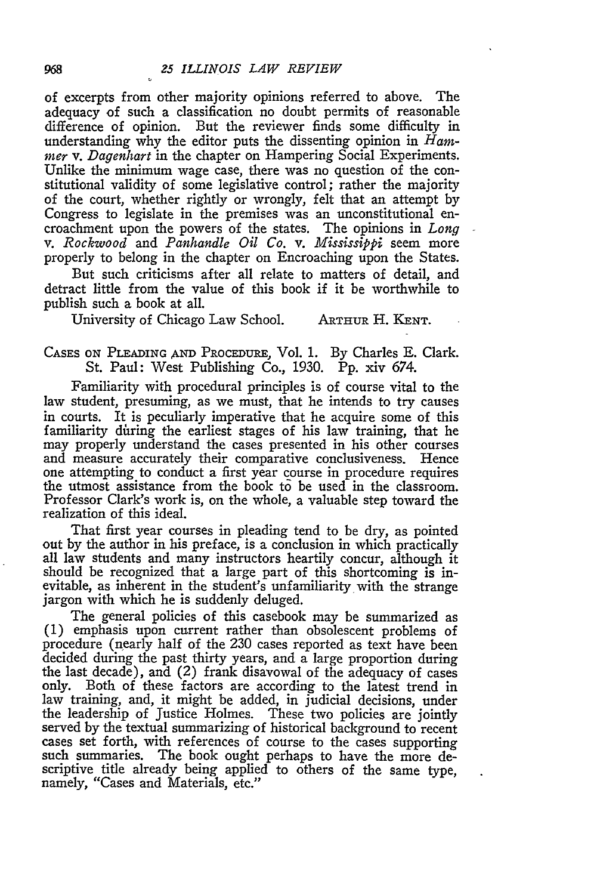of excerpts from other majority opinions referred to above. The adequacy of such a classification no doubt permits of reasonable difference of opinion. But the reviewer finds some difficulty in understanding why the editor puts the dissenting opinion in *Hammer* v. *Dagenhart* in the chapter on Hampering Social Experiments. Unlike the minimum wage case, there was no question of the constitutional validity of some legislative control; rather the majority of the court, whether rightly or wrongly, felt that an attempt by Congress to legislate in the premises was an unconstitutional encroachment upon the powers of the states. The opinions in *Long* v. *Rockwood* and *Panhandle Oil Co.* v. *Mississippi* seem more properly to belong in the chapter on Encroaching upon the States.

But such criticisms after all relate to matters of detail, and detract little from the value of this book if it be worthwhile to publish such a book at all.

University of Chicago Law School. ARTHUR H. KENT.

CASES ON PLEADING AND PROCEDURE, Vol. 1. By Charles E. Clark. St. Paul: West Publishing Co., 1930. Pp. xiv 674.

Familiarity with procedural principles is of course vital to the law student, presuming, as we must, that he intends to try causes in courts. It is peculiarly imperative that he acquire some of this familiarity during the earliest stages of his law training, that he may properly understand the cases presented in his other courses and measure accurately their comparative conclusiveness. Hence one attempting to conduct a first year course in procedure requires the utmost assistance from the book to be used in the classroom. Professor Clark's work is, on the whole, a valuable step toward the realization of this ideal.

That first year courses in pleading tend to be dry, as pointed out by the author in his preface, is a conclusion in which practically all law students and many instructors heartily concur, although it should be recognized that a large part of this shortcoming is inevitable, as inherent in the student's unfamiliarity with the strange jargon with which he is suddenly deluged.

The general policies of this casebook may be summarized as (1) emphasis upon current rather than obsolescent problems of procedure (nearly half of the 230 cases reported as text have been decided during the past thirty years, and a large proportion during the last decade), and (2) frank disavowal of the adequacy of cases only. Both of these factors are according to the latest trend in law training, and, it might be added, in judicial decisions, under the leadership of Justice Holmes. These two policies are jointly served by the textual summarizing of historical background to recent cases set forth, with references of course to the cases supporting such summaries. The book ought perhaps to have the more descriptive title already being applied to others of the same type, namely, "Cases and Materials, etc."